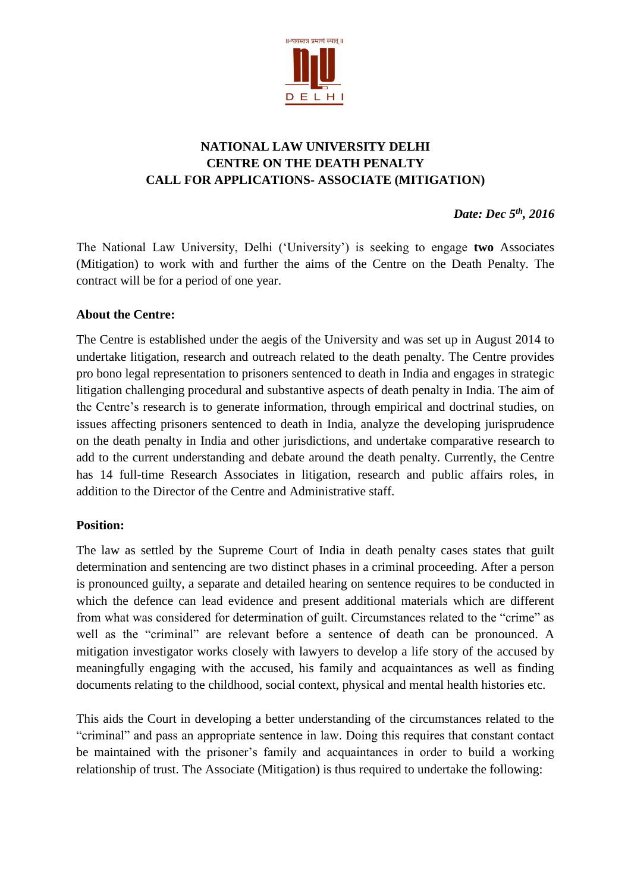॥न्यायस्तत्र प्रमाणं स्यात्॥

NLU DELHI

**NATIONAL LAW UNIVERSITY DELHI**
**CENTRE ON THE DEATH PENALTY**
**CALL FOR APPLICATIONS- ASSOCIATE (MITIGATION)**

***Date: Dec 5th, 2016***

The National Law University, Delhi ('University') is seeking to engage **two** Associates (Mitigation) to work with and further the aims of the Centre on the Death Penalty. The contract will be for a period of one year.

**About the Centre:**

The Centre is established under the aegis of the University and was set up in August 2014 to undertake litigation, research and outreach related to the death penalty. The Centre provides pro bono legal representation to prisoners sentenced to death in India and engages in strategic litigation challenging procedural and substantive aspects of death penalty in India. The aim of the Centre's research is to generate information, through empirical and doctrinal studies, on issues affecting prisoners sentenced to death in India, analyze the developing jurisprudence on the death penalty in India and other jurisdictions, and undertake comparative research to add to the current understanding and debate around the death penalty. Currently, the Centre has 14 full-time Research Associates in litigation, research and public affairs roles, in addition to the Director of the Centre and Administrative staff.

**Position:**

The law as settled by the Supreme Court of India in death penalty cases states that guilt determination and sentencing are two distinct phases in a criminal proceeding. After a person is pronounced guilty, a separate and detailed hearing on sentence requires to be conducted in which the defence can lead evidence and present additional materials which are different from what was considered for determination of guilt. Circumstances related to the "crime" as well as the "criminal" are relevant before a sentence of death can be pronounced. A mitigation investigator works closely with lawyers to develop a life story of the accused by meaningfully engaging with the accused, his family and acquaintances as well as finding documents relating to the childhood, social context, physical and mental health histories etc.

This aids the Court in developing a better understanding of the circumstances related to the "criminal" and pass an appropriate sentence in law. Doing this requires that constant contact be maintained with the prisoner's family and acquaintances in order to build a working relationship of trust. The Associate (Mitigation) is thus required to undertake the following: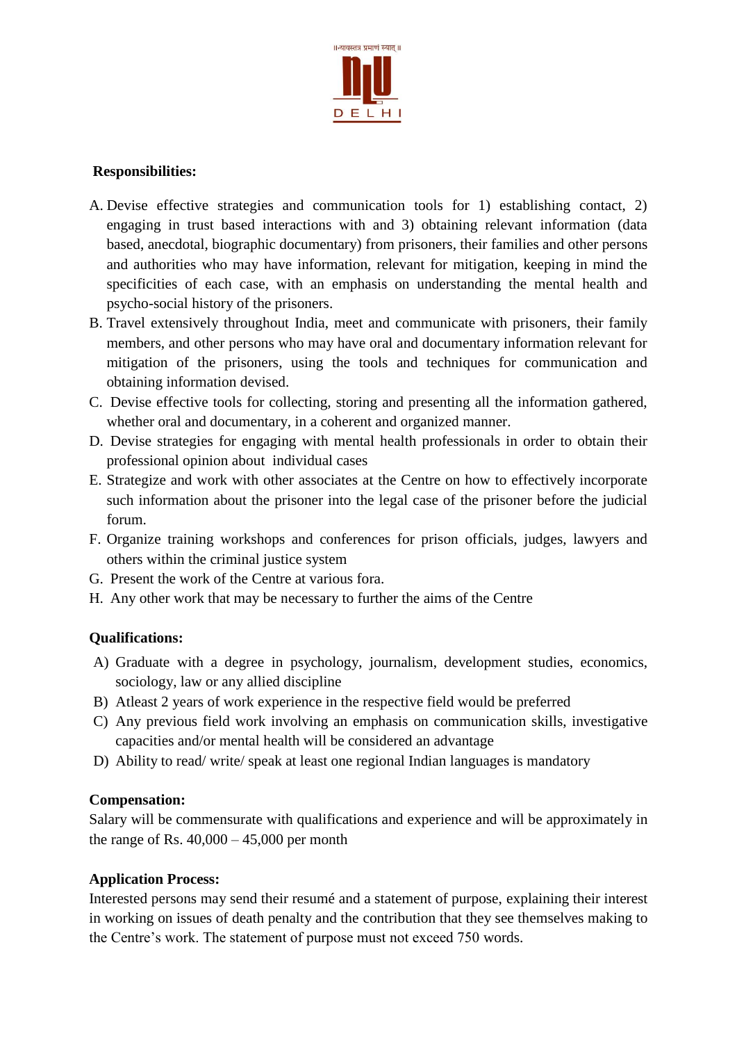**Responsibilities:**

A. Devise effective strategies and communication tools for 1) establishing contact, 2) engaging in trust based interactions with and 3) obtaining relevant information (data based, anecdotal, biographic documentary) from prisoners, their families and other persons and authorities who may have information, relevant for mitigation, keeping in mind the specificities of each case, with an emphasis on understanding the mental health and psycho-social history of the prisoners.
B. Travel extensively throughout India, meet and communicate with prisoners, their family members, and other persons who may have oral and documentary information relevant for mitigation of the prisoners, using the tools and techniques for communication and obtaining information devised.
C. Devise effective tools for collecting, storing and presenting all the information gathered, whether oral and documentary, in a coherent and organized manner.
D. Devise strategies for engaging with mental health professionals in order to obtain their professional opinion about individual cases
E. Strategize and work with other associates at the Centre on how to effectively incorporate such information about the prisoner into the legal case of the prisoner before the judicial forum.
F. Organize training workshops and conferences for prison officials, judges, lawyers and others within the criminal justice system
G. Present the work of the Centre at various fora.
H. Any other work that may be necessary to further the aims of the Centre

**Qualifications:**

A) Graduate with a degree in psychology, journalism, development studies, economics, sociology, law or any allied discipline
B) Atleast 2 years of work experience in the respective field would be preferred
C) Any previous field work involving an emphasis on communication skills, investigative capacities and/or mental health will be considered an advantage
D) Ability to read/ write/ speak at least one regional Indian languages is mandatory

**Compensation:**

Salary will be commensurate with qualifications and experience and will be approximately in the range of Rs. 40,000 – 45,000 per month

**Application Process:**

Interested persons may send their resumé and a statement of purpose, explaining their interest in working on issues of death penalty and the contribution that they see themselves making to the Centre's work. The statement of purpose must not exceed 750 words.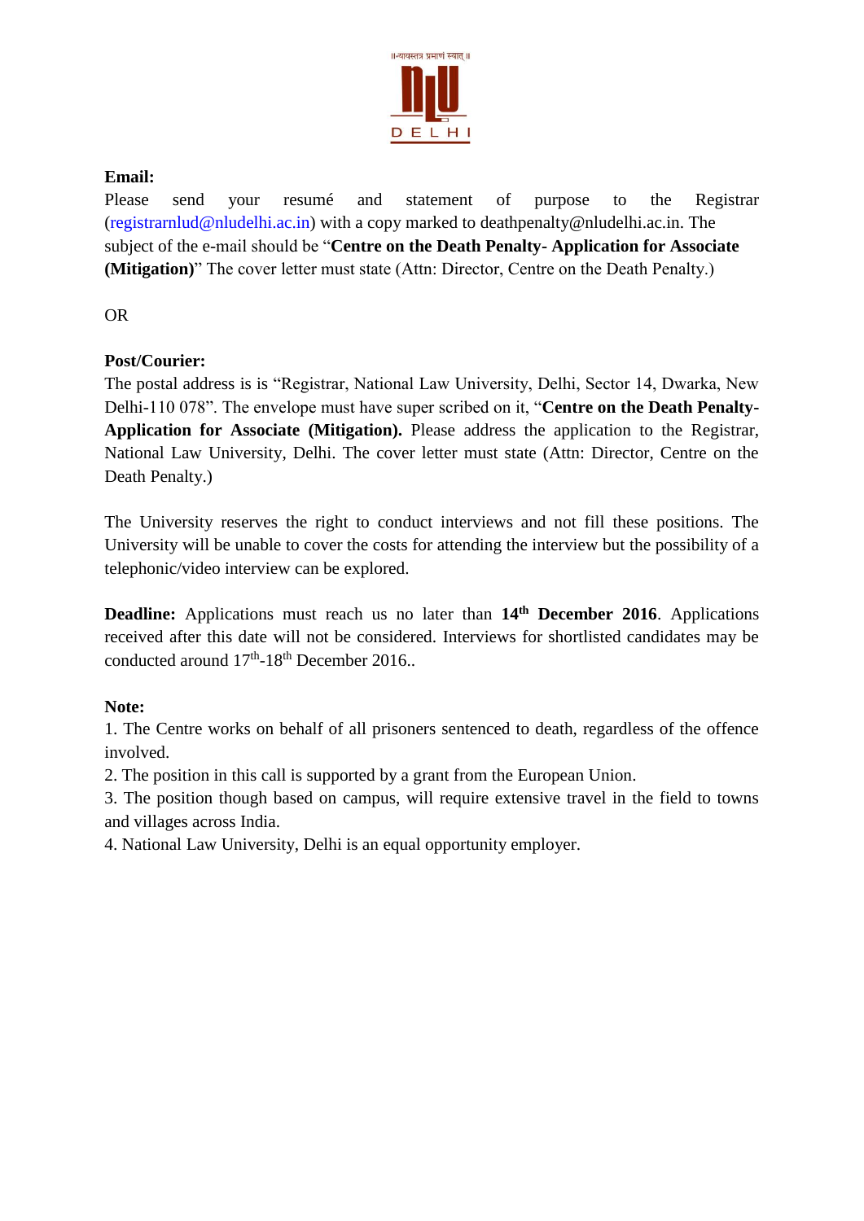**Email:**

Please send your resumé and statement of purpose to the Registrar (registrarnlud@nludelhi.ac.in) with a copy marked to deathpenalty@nludelhi.ac.in. The subject of the e-mail should be "**Centre on the Death Penalty- Application for Associate (Mitigation)**" The cover letter must state (Attn: Director, Centre on the Death Penalty.)

OR

**Post/Courier:**

The postal address is is "Registrar, National Law University, Delhi, Sector 14, Dwarka, New Delhi-110 078". The envelope must have super scribed on it, "**Centre on the Death Penalty- Application for Associate (Mitigation).** Please address the application to the Registrar, National Law University, Delhi. The cover letter must state (Attn: Director, Centre on the Death Penalty.)

The University reserves the right to conduct interviews and not fill these positions. The University will be unable to cover the costs for attending the interview but the possibility of a telephonic/video interview can be explored.

**Deadline:** Applications must reach us no later than **14th December 2016**. Applications received after this date will not be considered. Interviews for shortlisted candidates may be conducted around 17th-18th December 2016..

**Note:**

1. The Centre works on behalf of all prisoners sentenced to death, regardless of the offence involved.
2. The position in this call is supported by a grant from the European Union.
3. The position though based on campus, will require extensive travel in the field to towns and villages across India.
4. National Law University, Delhi is an equal opportunity employer.